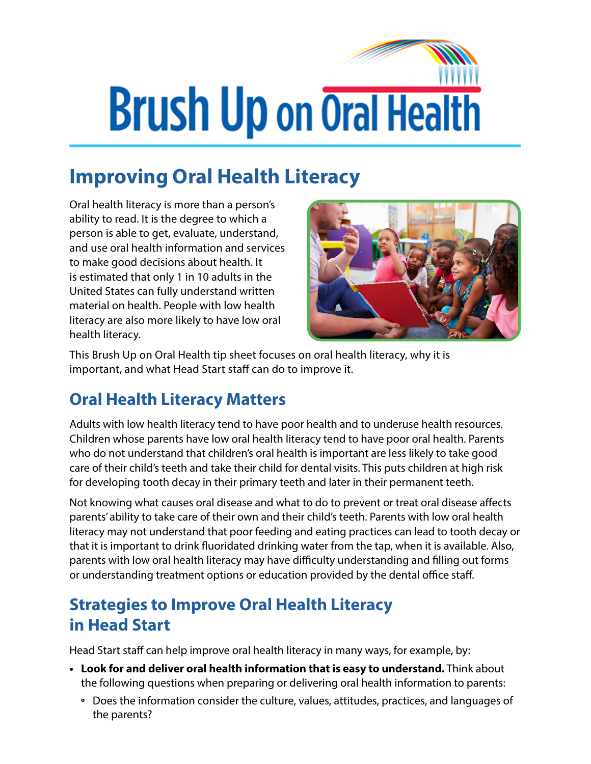# Brush Up on Oral Health

## Improving Oral Health Literacy

Oral health literacy is more than a person's ability to read. It is the degree to which a person is able to get, evaluate, understand, and use oral health information and services to make good decisions about health. It is estimated that only 1 in 10 adults in the United States can fully understand written material on health. People with low health literacy are also more likely to have low oral health literacy.

This Brush Up on Oral Health tip sheet focuses on oral health literacy, why it is important, and what Head Start staff can do to improve it.

## Oral Health Literacy Matters

Adults with low health literacy tend to have poor health and to underuse health resources. Children whose parents have low oral health literacy tend to have poor oral health. Parents who do not understand that children's oral health is important are less likely to take good care of their child's teeth and take their child for dental visits. This puts children at high risk for developing tooth decay in their primary teeth and later in their permanent teeth.

Not knowing what causes oral disease and what to do to prevent or treat oral disease affects parents' ability to take care of their own and their child's teeth. Parents with low oral health literacy may not understand that poor feeding and eating practices can lead to tooth decay or that it is important to drink fluoridated drinking water from the tap, when it is available. Also, parents with low oral health literacy may have difficulty understanding and filling out forms or understanding treatment options or education provided by the dental office staff.

## Strategies to Improve Oral Health Literacy in Head Start

Head Start staff can help improve oral health literacy in many ways, for example, by:

- **Look for and deliver oral health information that is easy to understand.** Think about the following questions when preparing or delivering oral health information to parents:
  - Does the information consider the culture, values, attitudes, practices, and languages of the parents?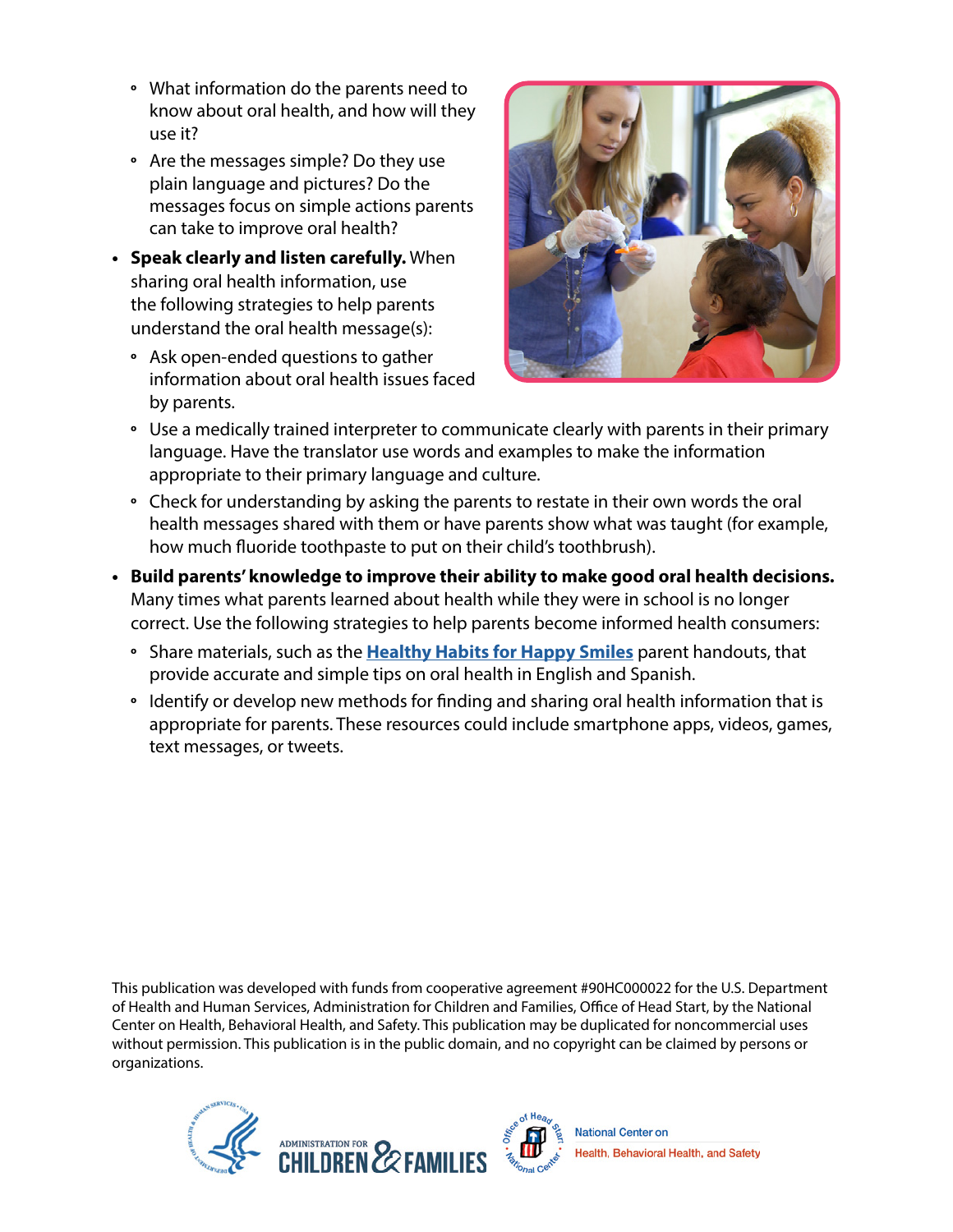- What information do the parents need to know about oral health, and how will they use it?
- Are the messages simple? Do they use plain language and pictures? Do the messages focus on simple actions parents can take to improve oral health?

- **Speak clearly and listen carefully.** When sharing oral health information, use the following strategies to help parents understand the oral health message(s):
  - Ask open-ended questions to gather information about oral health issues faced by parents.
  - Use a medically trained interpreter to communicate clearly with parents in their primary language. Have the translator use words and examples to make the information appropriate to their primary language and culture.
  - Check for understanding by asking the parents to restate in their own words the oral health messages shared with them or have parents show what was taught (for example, how much fluoride toothpaste to put on their child's toothbrush).
- **Build parents' knowledge to improve their ability to make good oral health decisions.** Many times what parents learned about health while they were in school is no longer correct. Use the following strategies to help parents become informed health consumers:
  - Share materials, such as the **Healthy Habits for Happy Smiles** parent handouts, that provide accurate and simple tips on oral health in English and Spanish.
  - Identify or develop new methods for finding and sharing oral health information that is appropriate for parents. These resources could include smartphone apps, videos, games, text messages, or tweets.

This publication was developed with funds from cooperative agreement #90HC000022 for the U.S. Department of Health and Human Services, Administration for Children and Families, Office of Head Start, by the National Center on Health, Behavioral Health, and Safety. This publication may be duplicated for noncommercial uses without permission. This publication is in the public domain, and no copyright can be claimed by persons or organizations.

ADMINISTRATION FOR CHILDREN & FAMILIES

National Center on Health, Behavioral Health, and Safety